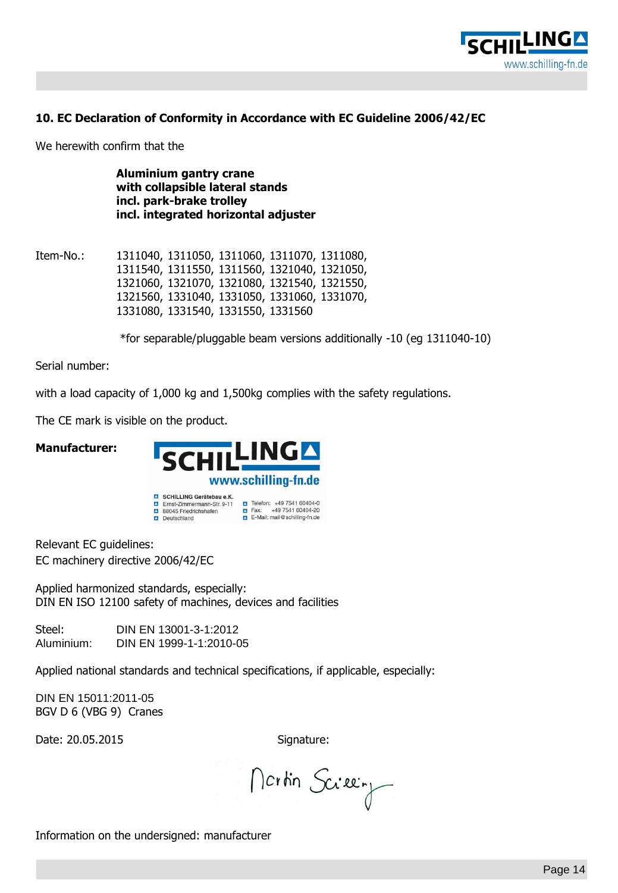## 10. EC Declaration of Conformity in Accordance with EC Guideline 2006/42/EC

We herewith confirm that the

**Aluminium gantry crane**
**with collapsible lateral stands**
**incl. park-brake trolley**
**incl. integrated horizontal adjuster**

Item-No.: 1311040, 1311050, 1311060, 1311070, 1311080, 1311540, 1311550, 1311560, 1321040, 1321050, 1321060, 1321070, 1321080, 1321540, 1321550, 1321560, 1331040, 1331050, 1331060, 1331070, 1331080, 1331540, 1331550, 1331560

*for separable/pluggable beam versions additionally -10 (eg 1311040-10)

Serial number:

with a load capacity of 1,000 kg and 1,500kg complies with the safety regulations.

The CE mark is visible on the product.

**Manufacturer:**

SCHILLING
www.schilling-fn.de

SCHILLING Gerätebau e.K.
Ernst-Zimmermann-Str. 9-11
88045 Friedrichshafen
Deutschland

Telefon: +49 7541 60404-0
Fax: +49 7541 60404-20
E-Mail: mail@schilling-fn.de

Relevant EC guidelines:
EC machinery directive 2006/42/EC

Applied harmonized standards, especially:
DIN EN ISO 12100 safety of machines, devices and facilities

Steel: DIN EN 13001-3-1:2012
Aluminium: DIN EN 1999-1-1:2010-05

Applied national standards and technical specifications, if applicable, especially:

DIN EN 15011:2011-05
BGV D 6 (VBG 9) Cranes

Date: 20.05.2015

Signature: Martin Schilling

Information on the undersigned: manufacturer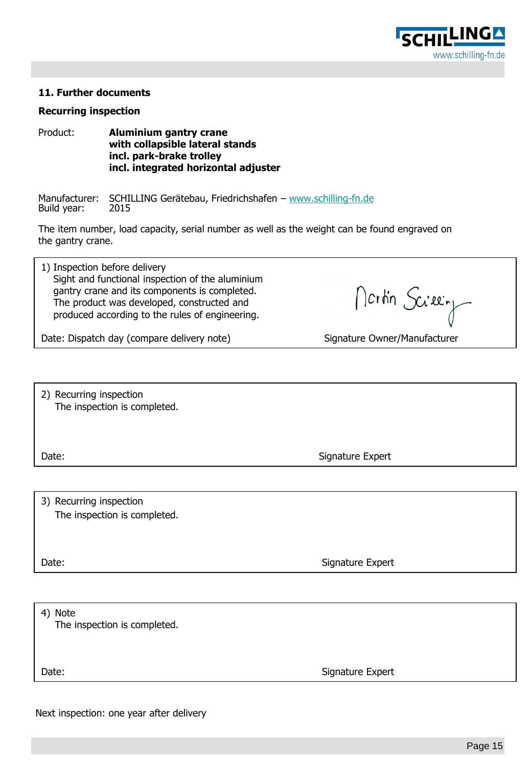## 11. Further documents

### Recurring inspection

Product: **Aluminium gantry crane**
**with collapsible lateral stands**
**incl. park-brake trolley**
**incl. integrated horizontal adjuster**

Manufacturer: SCHILLING Gerätebau, Friedrichshafen – www.schilling-fn.de
Build year: 2015

The item number, load capacity, serial number as well as the weight can be found engraved on the gantry crane.

1) Inspection before delivery
Sight and functional inspection of the aluminium gantry crane and its components is completed. The product was developed, constructed and produced according to the rules of engineering.

Date: Dispatch day (compare delivery note) — Signature Owner/Manufacturer

2) Recurring inspection
The inspection is completed.

Date: — Signature Expert

3) Recurring inspection
The inspection is completed.

Date: — Signature Expert

4) Note
The inspection is completed.

Date: — Signature Expert

Next inspection: one year after delivery